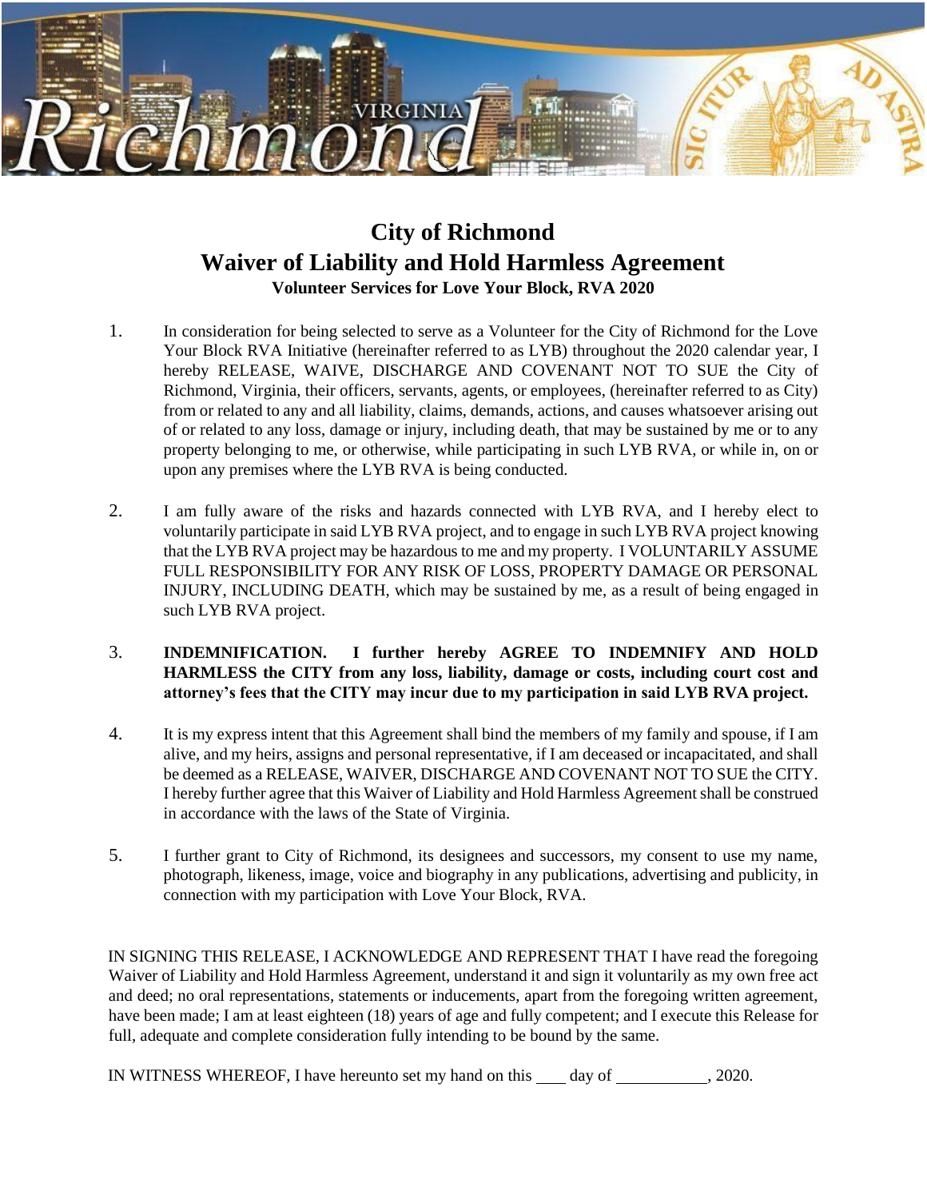# City of Richmond
# Waiver of Liability and Hold Harmless Agreement
### Volunteer Services for Love Your Block, RVA 2020

1. In consideration for being selected to serve as a Volunteer for the City of Richmond for the Love Your Block RVA Initiative (hereinafter referred to as LYB) throughout the 2020 calendar year, I hereby RELEASE, WAIVE, DISCHARGE AND COVENANT NOT TO SUE the City of Richmond, Virginia, their officers, servants, agents, or employees, (hereinafter referred to as City) from or related to any and all liability, claims, demands, actions, and causes whatsoever arising out of or related to any loss, damage or injury, including death, that may be sustained by me or to any property belonging to me, or otherwise, while participating in such LYB RVA, or while in, on or upon any premises where the LYB RVA is being conducted.

2. I am fully aware of the risks and hazards connected with LYB RVA, and I hereby elect to voluntarily participate in said LYB RVA project, and to engage in such LYB RVA project knowing that the LYB RVA project may be hazardous to me and my property. I VOLUNTARILY ASSUME FULL RESPONSIBILITY FOR ANY RISK OF LOSS, PROPERTY DAMAGE OR PERSONAL INJURY, INCLUDING DEATH, which may be sustained by me, as a result of being engaged in such LYB RVA project.

3. **INDEMNIFICATION. I further hereby AGREE TO INDEMNIFY AND HOLD HARMLESS the CITY from any loss, liability, damage or costs, including court cost and attorney's fees that the CITY may incur due to my participation in said LYB RVA project.**

4. It is my express intent that this Agreement shall bind the members of my family and spouse, if I am alive, and my heirs, assigns and personal representative, if I am deceased or incapacitated, and shall be deemed as a RELEASE, WAIVER, DISCHARGE AND COVENANT NOT TO SUE the CITY. I hereby further agree that this Waiver of Liability and Hold Harmless Agreement shall be construed in accordance with the laws of the State of Virginia.

5. I further grant to City of Richmond, its designees and successors, my consent to use my name, photograph, likeness, image, voice and biography in any publications, advertising and publicity, in connection with my participation with Love Your Block, RVA.

IN SIGNING THIS RELEASE, I ACKNOWLEDGE AND REPRESENT THAT I have read the foregoing Waiver of Liability and Hold Harmless Agreement, understand it and sign it voluntarily as my own free act and deed; no oral representations, statements or inducements, apart from the foregoing written agreement, have been made; I am at least eighteen (18) years of age and fully competent; and I execute this Release for full, adequate and complete consideration fully intending to be bound by the same.

IN WITNESS WHEREOF, I have hereunto set my hand on this \_\_\_\_ day of \_\_\_\_\_\_\_\_\_\_\_, 2020.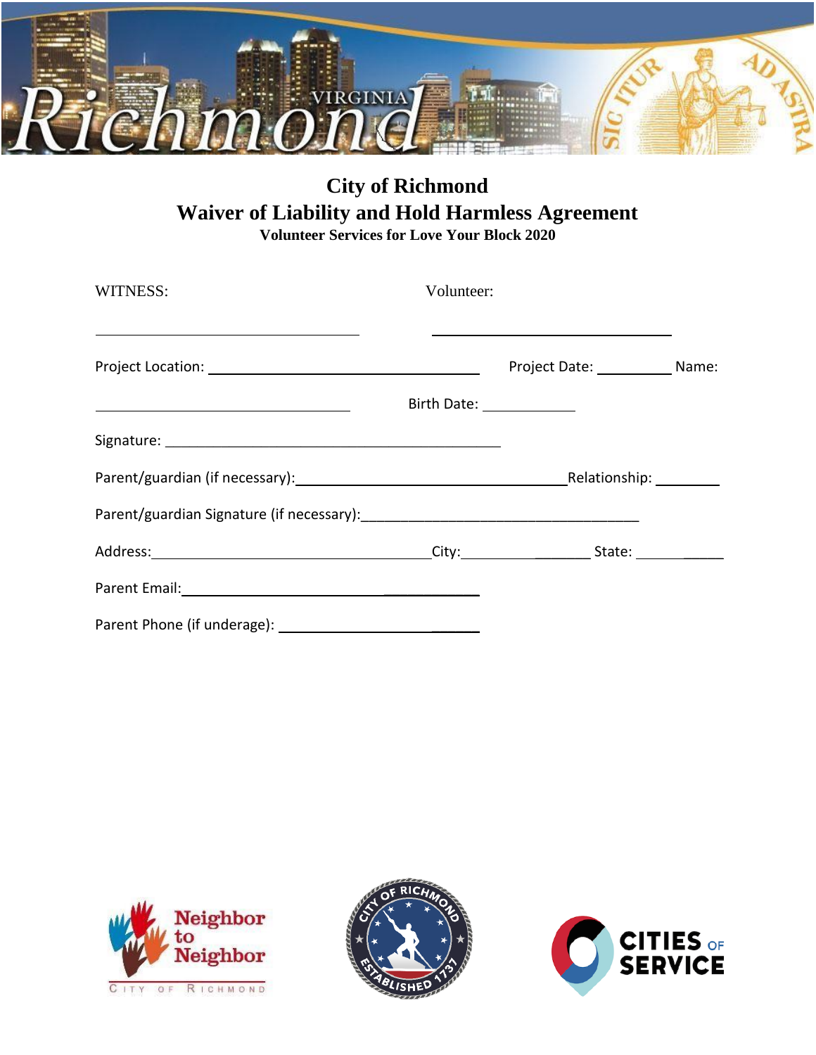# City of Richmond

## Waiver of Liability and Hold Harmless Agreement

### Volunteer Services for Love Your Block 2020

WITNESS: Volunteer:

\_\_\_\_\_\_\_\_\_\_\_\_\_\_\_\_\_\_\_\_\_\_\_\_\_\_\_\_\_\_\_\_\_\_ \_\_\_\_\_\_\_\_\_\_\_\_\_\_\_\_\_\_\_\_\_\_\_\_\_\_\_\_\_\_\_\_\_\_

Project Location: \_\_\_\_\_\_\_\_\_\_\_\_\_\_\_\_\_\_\_\_\_\_\_\_\_\_\_\_\_\_\_\_\_\_ Project Date: \_\_\_\_\_\_\_\_\_\_ Name:

\_\_\_\_\_\_\_\_\_\_\_\_\_\_\_\_\_\_\_\_\_\_\_\_\_\_\_\_\_\_\_\_\_\_ Birth Date: \_\_\_\_\_\_\_\_\_\_\_\_

Signature: \_\_\_\_\_\_\_\_\_\_\_\_\_\_\_\_\_\_\_\_\_\_\_\_\_\_\_\_\_\_\_\_\_\_\_\_\_\_\_\_\_\_\_\_

Parent/guardian (if necessary):\_\_\_\_\_\_\_\_\_\_\_\_\_\_\_\_\_\_\_\_\_\_\_\_\_\_\_\_\_\_\_\_\_\_\_Relationship: \_\_\_\_\_\_\_\_

Parent/guardian Signature (if necessary):\_\_\_\_\_\_\_\_\_\_\_\_\_\_\_\_\_\_\_\_\_\_\_\_\_\_\_\_\_\_\_\_\_\_\_\_\_

Address:\_\_\_\_\_\_\_\_\_\_\_\_\_\_\_\_\_\_\_\_\_\_\_\_\_\_\_\_\_\_\_\_\_\_\_\_\_City:\_\_\_\_\_\_\_\_\_\_\_\_\_\_\_\_\_ State: \_\_\_\_\_\_\_\_\_\_\_

Parent Email:\_\_\_\_\_\_\_\_\_\_\_\_\_\_\_\_\_\_\_\_\_\_\_\_\_\_\_\_\_\_\_\_\_\_\_\_\_\_

Parent Phone (if underage): \_\_\_\_\_\_\_\_\_\_\_\_\_\_\_\_\_\_\_\_\_\_\_\_\_\_